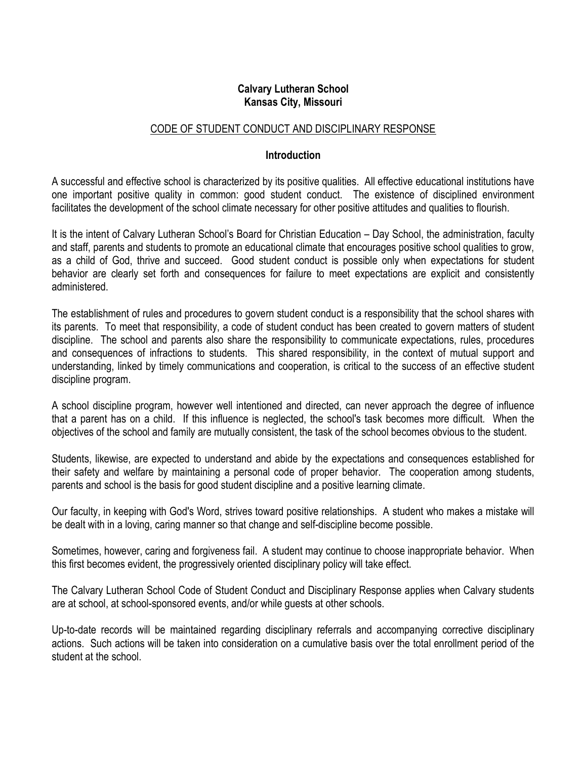**Calvary Lutheran School**
**Kansas City, Missouri**

CODE OF STUDENT CONDUCT AND DISCIPLINARY RESPONSE

## Introduction

A successful and effective school is characterized by its positive qualities. All effective educational institutions have one important positive quality in common: good student conduct. The existence of disciplined environment facilitates the development of the school climate necessary for other positive attitudes and qualities to flourish.

It is the intent of Calvary Lutheran School's Board for Christian Education – Day School, the administration, faculty and staff, parents and students to promote an educational climate that encourages positive school qualities to grow, as a child of God, thrive and succeed. Good student conduct is possible only when expectations for student behavior are clearly set forth and consequences for failure to meet expectations are explicit and consistently administered.

The establishment of rules and procedures to govern student conduct is a responsibility that the school shares with its parents. To meet that responsibility, a code of student conduct has been created to govern matters of student discipline. The school and parents also share the responsibility to communicate expectations, rules, procedures and consequences of infractions to students. This shared responsibility, in the context of mutual support and understanding, linked by timely communications and cooperation, is critical to the success of an effective student discipline program.

A school discipline program, however well intentioned and directed, can never approach the degree of influence that a parent has on a child. If this influence is neglected, the school's task becomes more difficult. When the objectives of the school and family are mutually consistent, the task of the school becomes obvious to the student.

Students, likewise, are expected to understand and abide by the expectations and consequences established for their safety and welfare by maintaining a personal code of proper behavior. The cooperation among students, parents and school is the basis for good student discipline and a positive learning climate.

Our faculty, in keeping with God's Word, strives toward positive relationships. A student who makes a mistake will be dealt with in a loving, caring manner so that change and self-discipline become possible.

Sometimes, however, caring and forgiveness fail. A student may continue to choose inappropriate behavior. When this first becomes evident, the progressively oriented disciplinary policy will take effect.

The Calvary Lutheran School Code of Student Conduct and Disciplinary Response applies when Calvary students are at school, at school-sponsored events, and/or while guests at other schools.

Up-to-date records will be maintained regarding disciplinary referrals and accompanying corrective disciplinary actions. Such actions will be taken into consideration on a cumulative basis over the total enrollment period of the student at the school.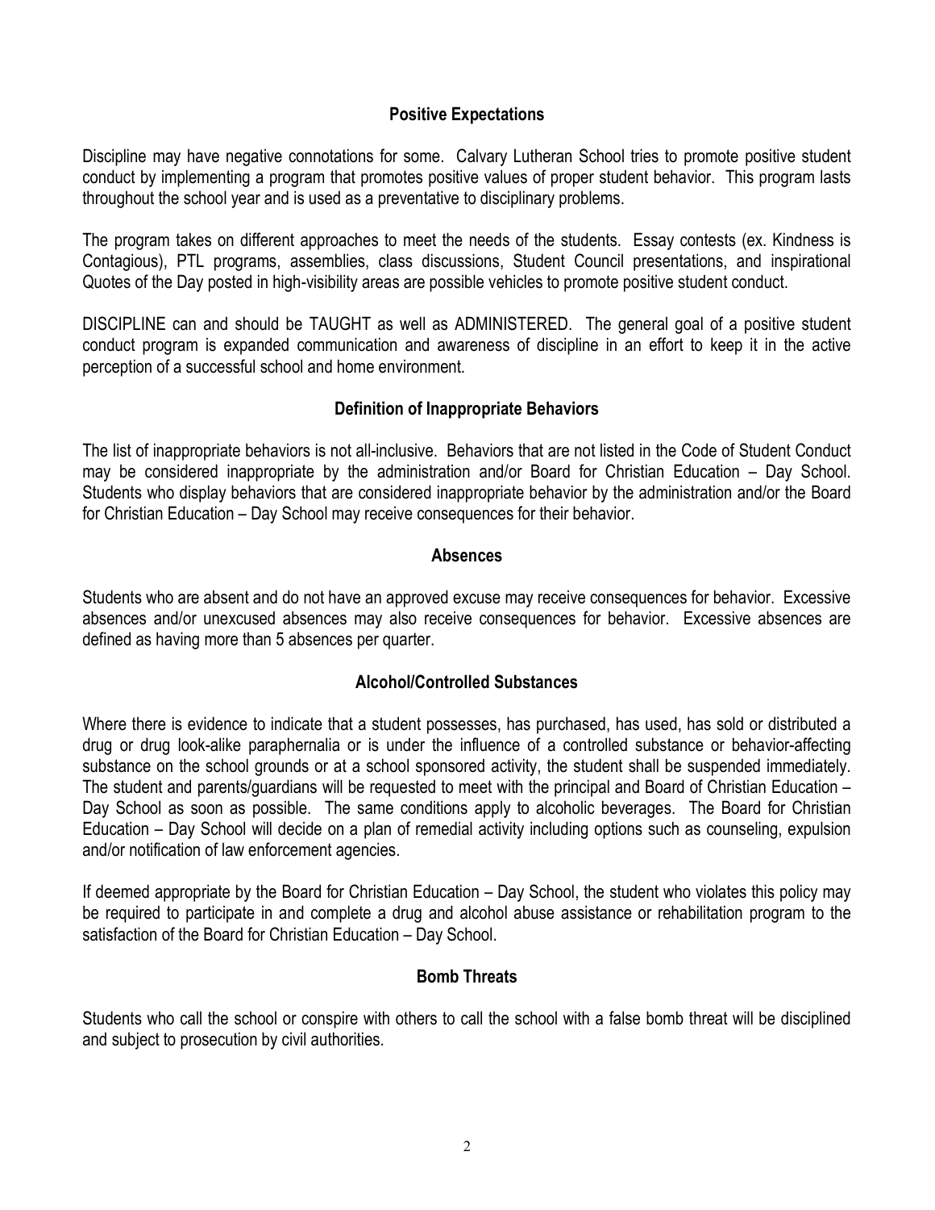## Positive Expectations

Discipline may have negative connotations for some. Calvary Lutheran School tries to promote positive student conduct by implementing a program that promotes positive values of proper student behavior. This program lasts throughout the school year and is used as a preventative to disciplinary problems.

The program takes on different approaches to meet the needs of the students. Essay contests (ex. Kindness is Contagious), PTL programs, assemblies, class discussions, Student Council presentations, and inspirational Quotes of the Day posted in high-visibility areas are possible vehicles to promote positive student conduct.

DISCIPLINE can and should be TAUGHT as well as ADMINISTERED. The general goal of a positive student conduct program is expanded communication and awareness of discipline in an effort to keep it in the active perception of a successful school and home environment.

## Definition of Inappropriate Behaviors

The list of inappropriate behaviors is not all-inclusive. Behaviors that are not listed in the Code of Student Conduct may be considered inappropriate by the administration and/or Board for Christian Education – Day School. Students who display behaviors that are considered inappropriate behavior by the administration and/or the Board for Christian Education – Day School may receive consequences for their behavior.

## Absences

Students who are absent and do not have an approved excuse may receive consequences for behavior. Excessive absences and/or unexcused absences may also receive consequences for behavior. Excessive absences are defined as having more than 5 absences per quarter.

## Alcohol/Controlled Substances

Where there is evidence to indicate that a student possesses, has purchased, has used, has sold or distributed a drug or drug look-alike paraphernalia or is under the influence of a controlled substance or behavior-affecting substance on the school grounds or at a school sponsored activity, the student shall be suspended immediately. The student and parents/guardians will be requested to meet with the principal and Board of Christian Education – Day School as soon as possible. The same conditions apply to alcoholic beverages. The Board for Christian Education – Day School will decide on a plan of remedial activity including options such as counseling, expulsion and/or notification of law enforcement agencies.

If deemed appropriate by the Board for Christian Education – Day School, the student who violates this policy may be required to participate in and complete a drug and alcohol abuse assistance or rehabilitation program to the satisfaction of the Board for Christian Education – Day School.

## Bomb Threats

Students who call the school or conspire with others to call the school with a false bomb threat will be disciplined and subject to prosecution by civil authorities.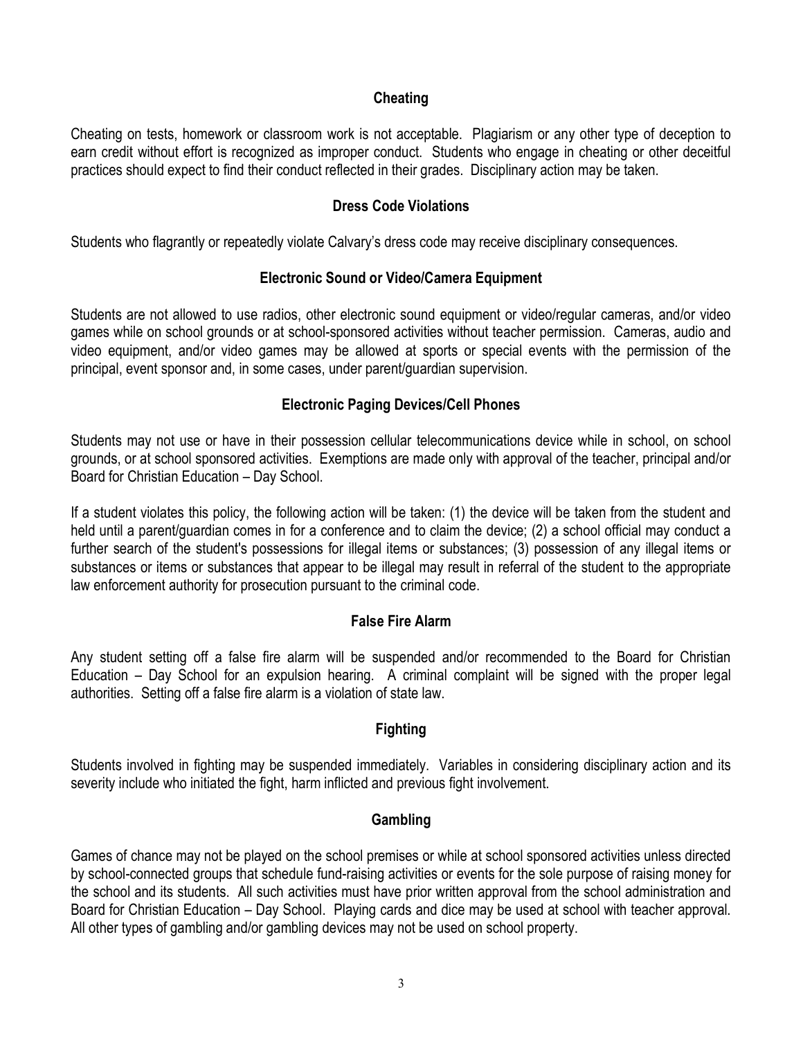### Cheating

Cheating on tests, homework or classroom work is not acceptable. Plagiarism or any other type of deception to earn credit without effort is recognized as improper conduct. Students who engage in cheating or other deceitful practices should expect to find their conduct reflected in their grades. Disciplinary action may be taken.

### Dress Code Violations

Students who flagrantly or repeatedly violate Calvary's dress code may receive disciplinary consequences.

### Electronic Sound or Video/Camera Equipment

Students are not allowed to use radios, other electronic sound equipment or video/regular cameras, and/or video games while on school grounds or at school-sponsored activities without teacher permission. Cameras, audio and video equipment, and/or video games may be allowed at sports or special events with the permission of the principal, event sponsor and, in some cases, under parent/guardian supervision.

### Electronic Paging Devices/Cell Phones

Students may not use or have in their possession cellular telecommunications device while in school, on school grounds, or at school sponsored activities. Exemptions are made only with approval of the teacher, principal and/or Board for Christian Education – Day School.

If a student violates this policy, the following action will be taken: (1) the device will be taken from the student and held until a parent/guardian comes in for a conference and to claim the device; (2) a school official may conduct a further search of the student's possessions for illegal items or substances; (3) possession of any illegal items or substances or items or substances that appear to be illegal may result in referral of the student to the appropriate law enforcement authority for prosecution pursuant to the criminal code.

### False Fire Alarm

Any student setting off a false fire alarm will be suspended and/or recommended to the Board for Christian Education – Day School for an expulsion hearing. A criminal complaint will be signed with the proper legal authorities. Setting off a false fire alarm is a violation of state law.

### Fighting

Students involved in fighting may be suspended immediately. Variables in considering disciplinary action and its severity include who initiated the fight, harm inflicted and previous fight involvement.

### Gambling

Games of chance may not be played on the school premises or while at school sponsored activities unless directed by school-connected groups that schedule fund-raising activities or events for the sole purpose of raising money for the school and its students. All such activities must have prior written approval from the school administration and Board for Christian Education – Day School. Playing cards and dice may be used at school with teacher approval. All other types of gambling and/or gambling devices may not be used on school property.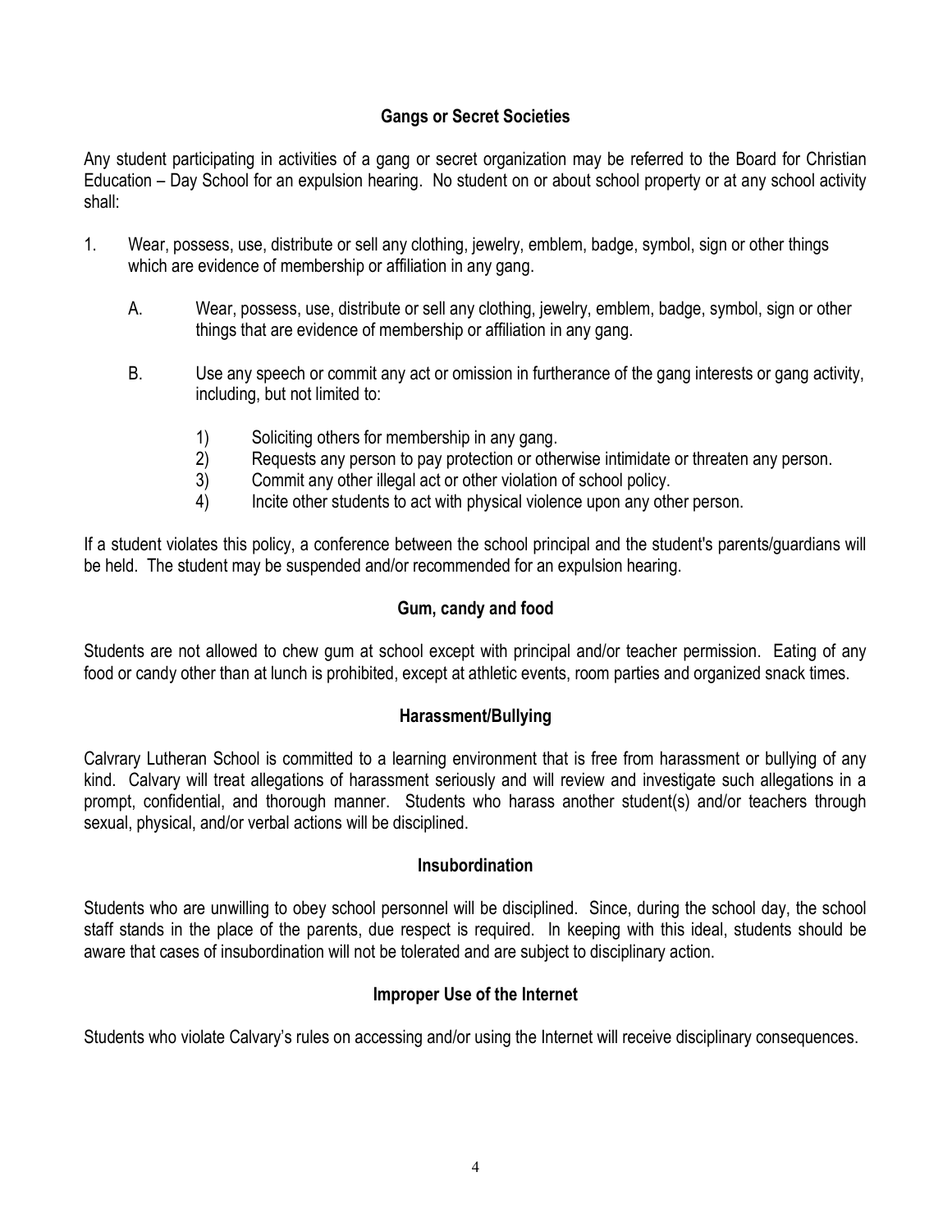## Gangs or Secret Societies

Any student participating in activities of a gang or secret organization may be referred to the Board for Christian Education – Day School for an expulsion hearing. No student on or about school property or at any school activity shall:

1. Wear, possess, use, distribute or sell any clothing, jewelry, emblem, badge, symbol, sign or other things which are evidence of membership or affiliation in any gang.

   A. Wear, possess, use, distribute or sell any clothing, jewelry, emblem, badge, symbol, sign or other things that are evidence of membership or affiliation in any gang.

   B. Use any speech or commit any act or omission in furtherance of the gang interests or gang activity, including, but not limited to:

      1) Soliciting others for membership in any gang.
      2) Requests any person to pay protection or otherwise intimidate or threaten any person.
      3) Commit any other illegal act or other violation of school policy.
      4) Incite other students to act with physical violence upon any other person.

If a student violates this policy, a conference between the school principal and the student's parents/guardians will be held. The student may be suspended and/or recommended for an expulsion hearing.

## Gum, candy and food

Students are not allowed to chew gum at school except with principal and/or teacher permission. Eating of any food or candy other than at lunch is prohibited, except at athletic events, room parties and organized snack times.

## Harassment/Bullying

Calvrary Lutheran School is committed to a learning environment that is free from harassment or bullying of any kind. Calvary will treat allegations of harassment seriously and will review and investigate such allegations in a prompt, confidential, and thorough manner. Students who harass another student(s) and/or teachers through sexual, physical, and/or verbal actions will be disciplined.

## Insubordination

Students who are unwilling to obey school personnel will be disciplined. Since, during the school day, the school staff stands in the place of the parents, due respect is required. In keeping with this ideal, students should be aware that cases of insubordination will not be tolerated and are subject to disciplinary action.

## Improper Use of the Internet

Students who violate Calvary's rules on accessing and/or using the Internet will receive disciplinary consequences.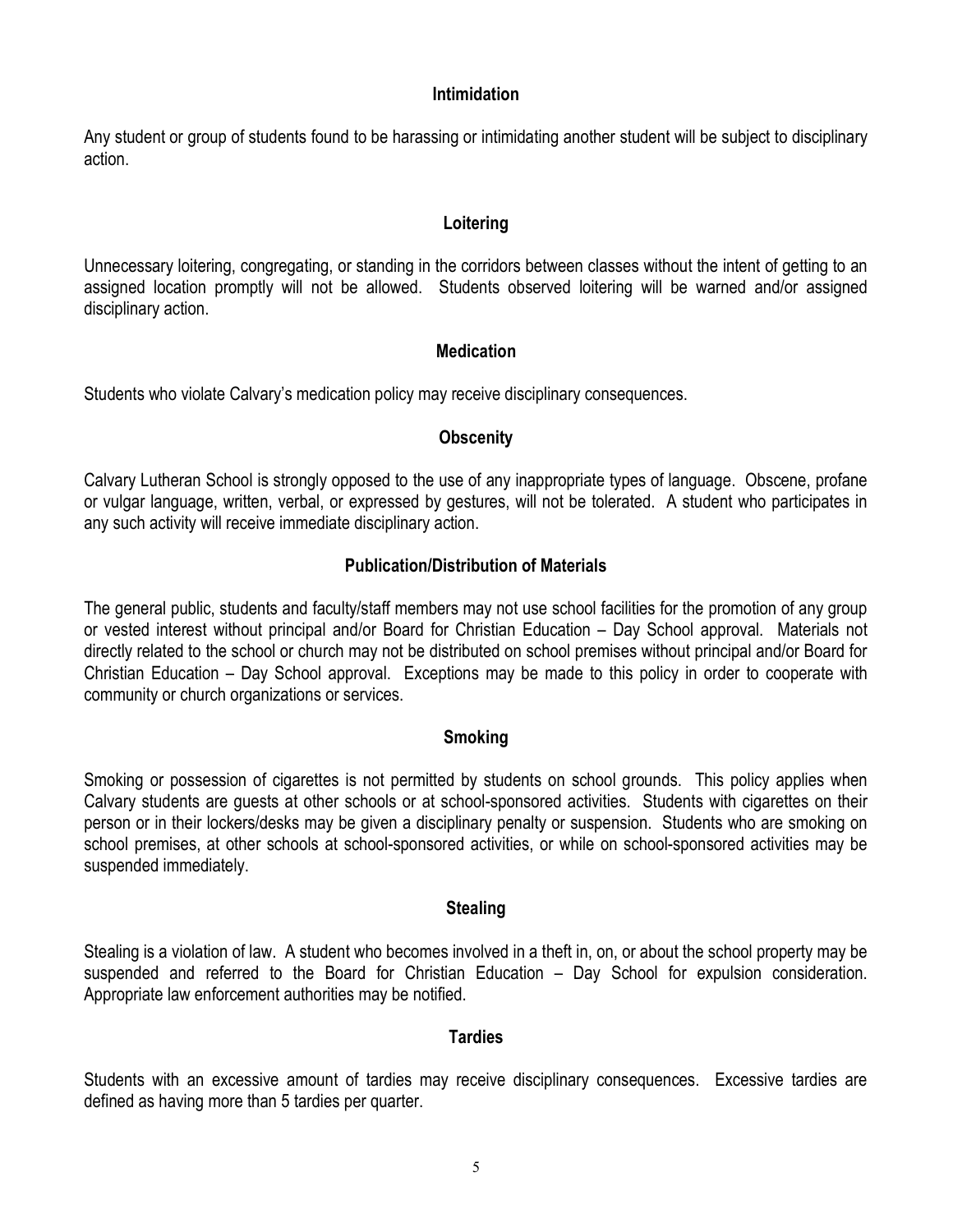### Intimidation

Any student or group of students found to be harassing or intimidating another student will be subject to disciplinary action.

### Loitering

Unnecessary loitering, congregating, or standing in the corridors between classes without the intent of getting to an assigned location promptly will not be allowed. Students observed loitering will be warned and/or assigned disciplinary action.

### Medication

Students who violate Calvary's medication policy may receive disciplinary consequences.

### Obscenity

Calvary Lutheran School is strongly opposed to the use of any inappropriate types of language. Obscene, profane or vulgar language, written, verbal, or expressed by gestures, will not be tolerated. A student who participates in any such activity will receive immediate disciplinary action.

### Publication/Distribution of Materials

The general public, students and faculty/staff members may not use school facilities for the promotion of any group or vested interest without principal and/or Board for Christian Education – Day School approval. Materials not directly related to the school or church may not be distributed on school premises without principal and/or Board for Christian Education – Day School approval. Exceptions may be made to this policy in order to cooperate with community or church organizations or services.

### Smoking

Smoking or possession of cigarettes is not permitted by students on school grounds. This policy applies when Calvary students are guests at other schools or at school-sponsored activities. Students with cigarettes on their person or in their lockers/desks may be given a disciplinary penalty or suspension. Students who are smoking on school premises, at other schools at school-sponsored activities, or while on school-sponsored activities may be suspended immediately.

### Stealing

Stealing is a violation of law. A student who becomes involved in a theft in, on, or about the school property may be suspended and referred to the Board for Christian Education – Day School for expulsion consideration. Appropriate law enforcement authorities may be notified.

### Tardies

Students with an excessive amount of tardies may receive disciplinary consequences. Excessive tardies are defined as having more than 5 tardies per quarter.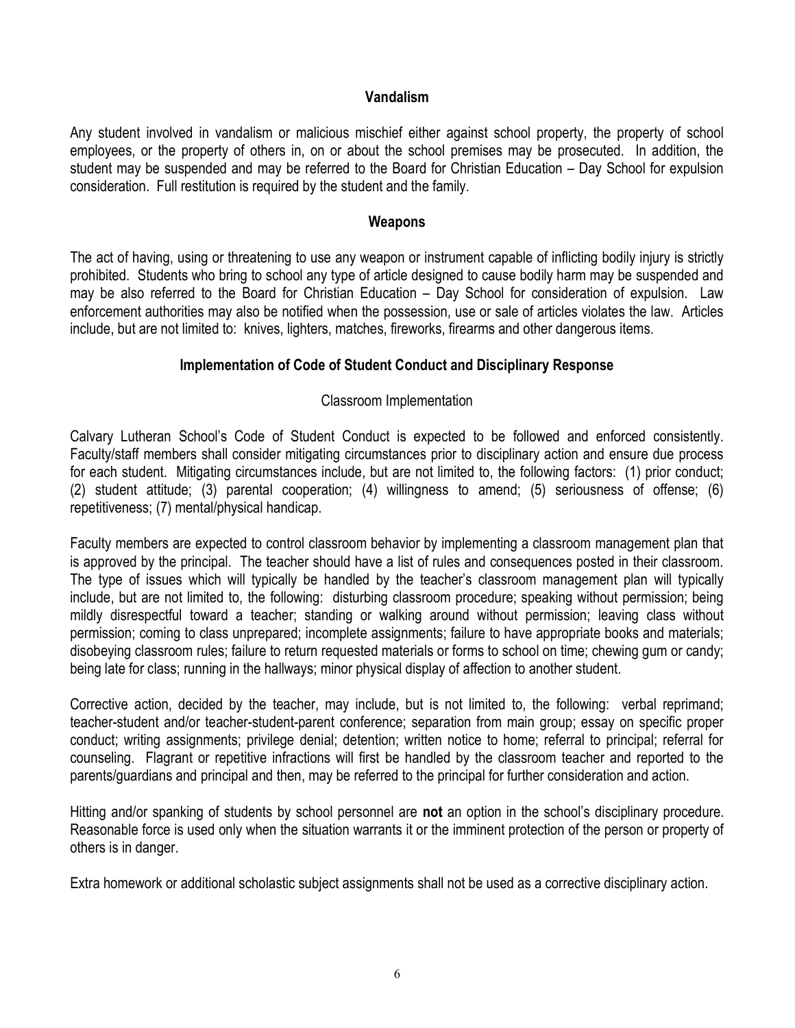## Vandalism

Any student involved in vandalism or malicious mischief either against school property, the property of school employees, or the property of others in, on or about the school premises may be prosecuted. In addition, the student may be suspended and may be referred to the Board for Christian Education – Day School for expulsion consideration. Full restitution is required by the student and the family.

## Weapons

The act of having, using or threatening to use any weapon or instrument capable of inflicting bodily injury is strictly prohibited. Students who bring to school any type of article designed to cause bodily harm may be suspended and may be also referred to the Board for Christian Education – Day School for consideration of expulsion. Law enforcement authorities may also be notified when the possession, use or sale of articles violates the law. Articles include, but are not limited to: knives, lighters, matches, fireworks, firearms and other dangerous items.

## Implementation of Code of Student Conduct and Disciplinary Response

### Classroom Implementation

Calvary Lutheran School's Code of Student Conduct is expected to be followed and enforced consistently. Faculty/staff members shall consider mitigating circumstances prior to disciplinary action and ensure due process for each student. Mitigating circumstances include, but are not limited to, the following factors: (1) prior conduct; (2) student attitude; (3) parental cooperation; (4) willingness to amend; (5) seriousness of offense; (6) repetitiveness; (7) mental/physical handicap.

Faculty members are expected to control classroom behavior by implementing a classroom management plan that is approved by the principal. The teacher should have a list of rules and consequences posted in their classroom. The type of issues which will typically be handled by the teacher's classroom management plan will typically include, but are not limited to, the following: disturbing classroom procedure; speaking without permission; being mildly disrespectful toward a teacher; standing or walking around without permission; leaving class without permission; coming to class unprepared; incomplete assignments; failure to have appropriate books and materials; disobeying classroom rules; failure to return requested materials or forms to school on time; chewing gum or candy; being late for class; running in the hallways; minor physical display of affection to another student.

Corrective action, decided by the teacher, may include, but is not limited to, the following: verbal reprimand; teacher-student and/or teacher-student-parent conference; separation from main group; essay on specific proper conduct; writing assignments; privilege denial; detention; written notice to home; referral to principal; referral for counseling. Flagrant or repetitive infractions will first be handled by the classroom teacher and reported to the parents/guardians and principal and then, may be referred to the principal for further consideration and action.

Hitting and/or spanking of students by school personnel are **not** an option in the school's disciplinary procedure. Reasonable force is used only when the situation warrants it or the imminent protection of the person or property of others is in danger.

Extra homework or additional scholastic subject assignments shall not be used as a corrective disciplinary action.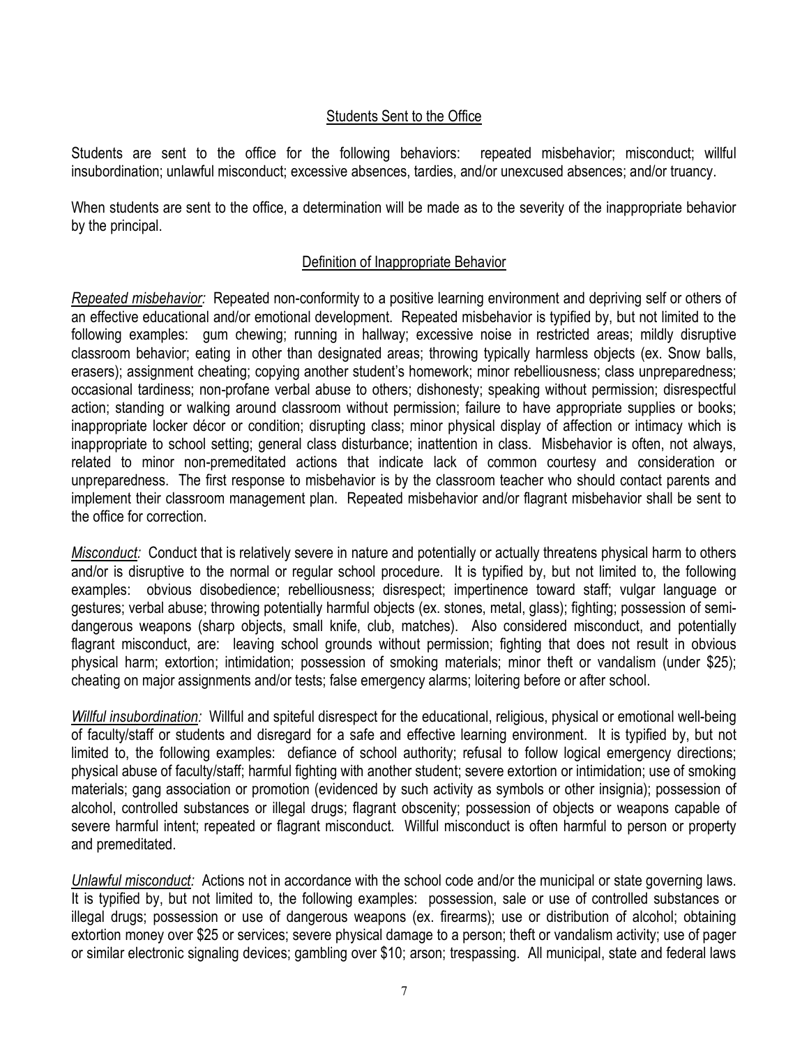## Students Sent to the Office

Students are sent to the office for the following behaviors: repeated misbehavior; misconduct; willful insubordination; unlawful misconduct; excessive absences, tardies, and/or unexcused absences; and/or truancy.

When students are sent to the office, a determination will be made as to the severity of the inappropriate behavior by the principal.

## Definition of Inappropriate Behavior

*Repeated misbehavior:* Repeated non-conformity to a positive learning environment and depriving self or others of an effective educational and/or emotional development. Repeated misbehavior is typified by, but not limited to the following examples: gum chewing; running in hallway; excessive noise in restricted areas; mildly disruptive classroom behavior; eating in other than designated areas; throwing typically harmless objects (ex. Snow balls, erasers); assignment cheating; copying another student's homework; minor rebelliousness; class unpreparedness; occasional tardiness; non-profane verbal abuse to others; dishonesty; speaking without permission; disrespectful action; standing or walking around classroom without permission; failure to have appropriate supplies or books; inappropriate locker décor or condition; disrupting class; minor physical display of affection or intimacy which is inappropriate to school setting; general class disturbance; inattention in class. Misbehavior is often, not always, related to minor non-premeditated actions that indicate lack of common courtesy and consideration or unpreparedness. The first response to misbehavior is by the classroom teacher who should contact parents and implement their classroom management plan. Repeated misbehavior and/or flagrant misbehavior shall be sent to the office for correction.

*Misconduct:* Conduct that is relatively severe in nature and potentially or actually threatens physical harm to others and/or is disruptive to the normal or regular school procedure. It is typified by, but not limited to, the following examples: obvious disobedience; rebelliousness; disrespect; impertinence toward staff; vulgar language or gestures; verbal abuse; throwing potentially harmful objects (ex. stones, metal, glass); fighting; possession of semi-dangerous weapons (sharp objects, small knife, club, matches). Also considered misconduct, and potentially flagrant misconduct, are: leaving school grounds without permission; fighting that does not result in obvious physical harm; extortion; intimidation; possession of smoking materials; minor theft or vandalism (under $25); cheating on major assignments and/or tests; false emergency alarms; loitering before or after school.

*Willful insubordination:* Willful and spiteful disrespect for the educational, religious, physical or emotional well-being of faculty/staff or students and disregard for a safe and effective learning environment. It is typified by, but not limited to, the following examples: defiance of school authority; refusal to follow logical emergency directions; physical abuse of faculty/staff; harmful fighting with another student; severe extortion or intimidation; use of smoking materials; gang association or promotion (evidenced by such activity as symbols or other insignia); possession of alcohol, controlled substances or illegal drugs; flagrant obscenity; possession of objects or weapons capable of severe harmful intent; repeated or flagrant misconduct. Willful misconduct is often harmful to person or property and premeditated.

*Unlawful misconduct:* Actions not in accordance with the school code and/or the municipal or state governing laws. It is typified by, but not limited to, the following examples: possession, sale or use of controlled substances or illegal drugs; possession or use of dangerous weapons (ex. firearms); use or distribution of alcohol; obtaining extortion money over $25 or services; severe physical damage to a person; theft or vandalism activity; use of pager or similar electronic signaling devices; gambling over $10; arson; trespassing. All municipal, state and federal laws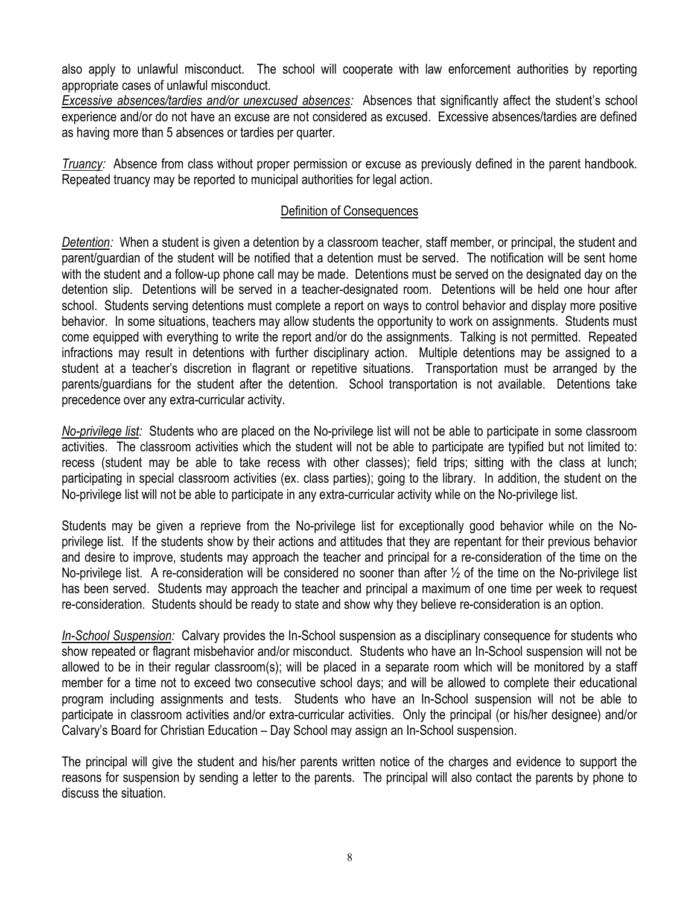also apply to unlawful misconduct. The school will cooperate with law enforcement authorities by reporting appropriate cases of unlawful misconduct.

*Excessive absences/tardies and/or unexcused absences:* Absences that significantly affect the student's school experience and/or do not have an excuse are not considered as excused. Excessive absences/tardies are defined as having more than 5 absences or tardies per quarter.

*Truancy:* Absence from class without proper permission or excuse as previously defined in the parent handbook. Repeated truancy may be reported to municipal authorities for legal action.

## Definition of Consequences

*Detention:* When a student is given a detention by a classroom teacher, staff member, or principal, the student and parent/guardian of the student will be notified that a detention must be served. The notification will be sent home with the student and a follow-up phone call may be made. Detentions must be served on the designated day on the detention slip. Detentions will be served in a teacher-designated room. Detentions will be held one hour after school. Students serving detentions must complete a report on ways to control behavior and display more positive behavior. In some situations, teachers may allow students the opportunity to work on assignments. Students must come equipped with everything to write the report and/or do the assignments. Talking is not permitted. Repeated infractions may result in detentions with further disciplinary action. Multiple detentions may be assigned to a student at a teacher's discretion in flagrant or repetitive situations. Transportation must be arranged by the parents/guardians for the student after the detention. School transportation is not available. Detentions take precedence over any extra-curricular activity.

*No-privilege list:* Students who are placed on the No-privilege list will not be able to participate in some classroom activities. The classroom activities which the student will not be able to participate are typified but not limited to: recess (student may be able to take recess with other classes); field trips; sitting with the class at lunch; participating in special classroom activities (ex. class parties); going to the library. In addition, the student on the No-privilege list will not be able to participate in any extra-curricular activity while on the No-privilege list.

Students may be given a reprieve from the No-privilege list for exceptionally good behavior while on the No-privilege list. If the students show by their actions and attitudes that they are repentant for their previous behavior and desire to improve, students may approach the teacher and principal for a re-consideration of the time on the No-privilege list. A re-consideration will be considered no sooner than after ½ of the time on the No-privilege list has been served. Students may approach the teacher and principal a maximum of one time per week to request re-consideration. Students should be ready to state and show why they believe re-consideration is an option.

*In-School Suspension:* Calvary provides the In-School suspension as a disciplinary consequence for students who show repeated or flagrant misbehavior and/or misconduct. Students who have an In-School suspension will not be allowed to be in their regular classroom(s); will be placed in a separate room which will be monitored by a staff member for a time not to exceed two consecutive school days; and will be allowed to complete their educational program including assignments and tests. Students who have an In-School suspension will not be able to participate in classroom activities and/or extra-curricular activities. Only the principal (or his/her designee) and/or Calvary's Board for Christian Education – Day School may assign an In-School suspension.

The principal will give the student and his/her parents written notice of the charges and evidence to support the reasons for suspension by sending a letter to the parents. The principal will also contact the parents by phone to discuss the situation.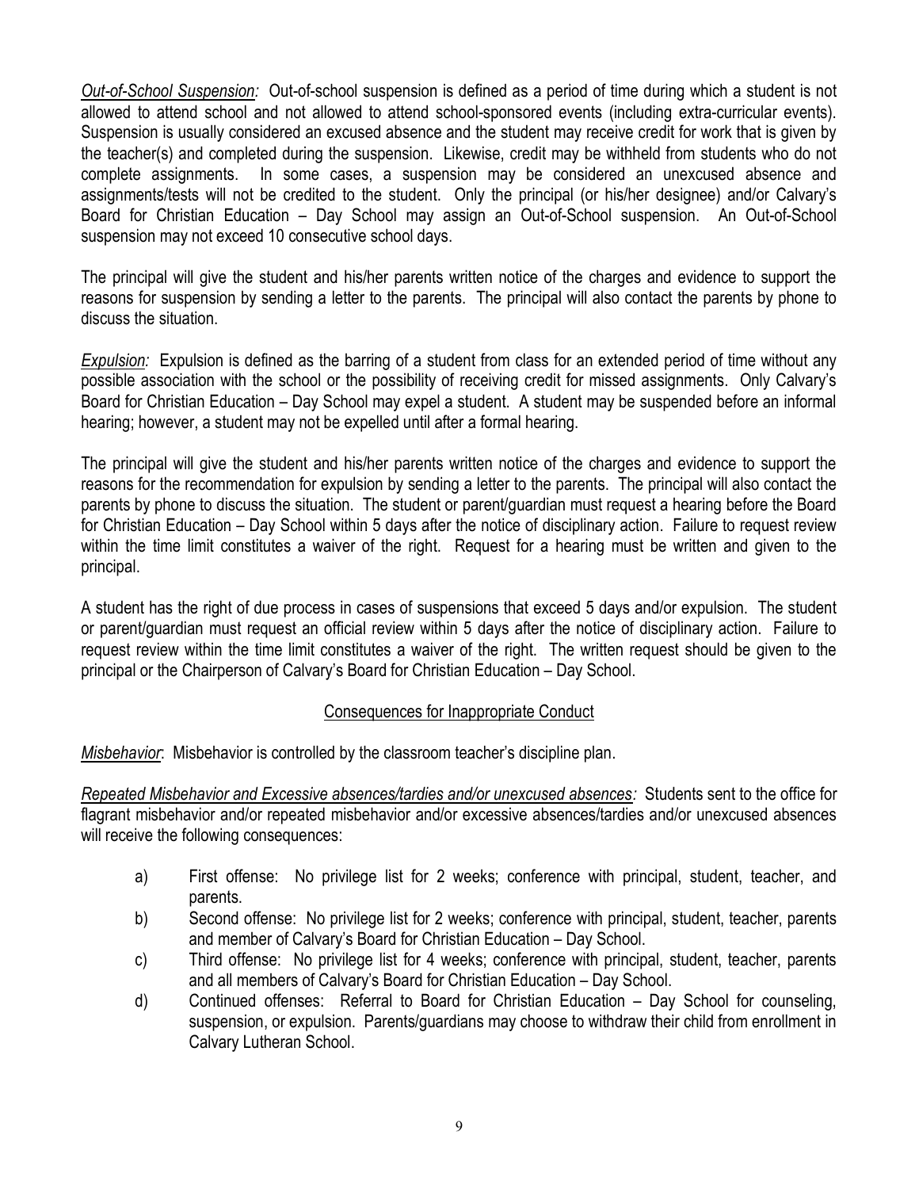*Out-of-School Suspension:* Out-of-school suspension is defined as a period of time during which a student is not allowed to attend school and not allowed to attend school-sponsored events (including extra-curricular events). Suspension is usually considered an excused absence and the student may receive credit for work that is given by the teacher(s) and completed during the suspension. Likewise, credit may be withheld from students who do not complete assignments. In some cases, a suspension may be considered an unexcused absence and assignments/tests will not be credited to the student. Only the principal (or his/her designee) and/or Calvary's Board for Christian Education – Day School may assign an Out-of-School suspension. An Out-of-School suspension may not exceed 10 consecutive school days.

The principal will give the student and his/her parents written notice of the charges and evidence to support the reasons for suspension by sending a letter to the parents. The principal will also contact the parents by phone to discuss the situation.

*Expulsion:* Expulsion is defined as the barring of a student from class for an extended period of time without any possible association with the school or the possibility of receiving credit for missed assignments. Only Calvary's Board for Christian Education – Day School may expel a student. A student may be suspended before an informal hearing; however, a student may not be expelled until after a formal hearing.

The principal will give the student and his/her parents written notice of the charges and evidence to support the reasons for the recommendation for expulsion by sending a letter to the parents. The principal will also contact the parents by phone to discuss the situation. The student or parent/guardian must request a hearing before the Board for Christian Education – Day School within 5 days after the notice of disciplinary action. Failure to request review within the time limit constitutes a waiver of the right. Request for a hearing must be written and given to the principal.

A student has the right of due process in cases of suspensions that exceed 5 days and/or expulsion. The student or parent/guardian must request an official review within 5 days after the notice of disciplinary action. Failure to request review within the time limit constitutes a waiver of the right. The written request should be given to the principal or the Chairperson of Calvary's Board for Christian Education – Day School.

## Consequences for Inappropriate Conduct

*Misbehavior*: Misbehavior is controlled by the classroom teacher's discipline plan.

*Repeated Misbehavior and Excessive absences/tardies and/or unexcused absences:* Students sent to the office for flagrant misbehavior and/or repeated misbehavior and/or excessive absences/tardies and/or unexcused absences will receive the following consequences:

a) First offense: No privilege list for 2 weeks; conference with principal, student, teacher, and parents.
b) Second offense: No privilege list for 2 weeks; conference with principal, student, teacher, parents and member of Calvary's Board for Christian Education – Day School.
c) Third offense: No privilege list for 4 weeks; conference with principal, student, teacher, parents and all members of Calvary's Board for Christian Education – Day School.
d) Continued offenses: Referral to Board for Christian Education – Day School for counseling, suspension, or expulsion. Parents/guardians may choose to withdraw their child from enrollment in Calvary Lutheran School.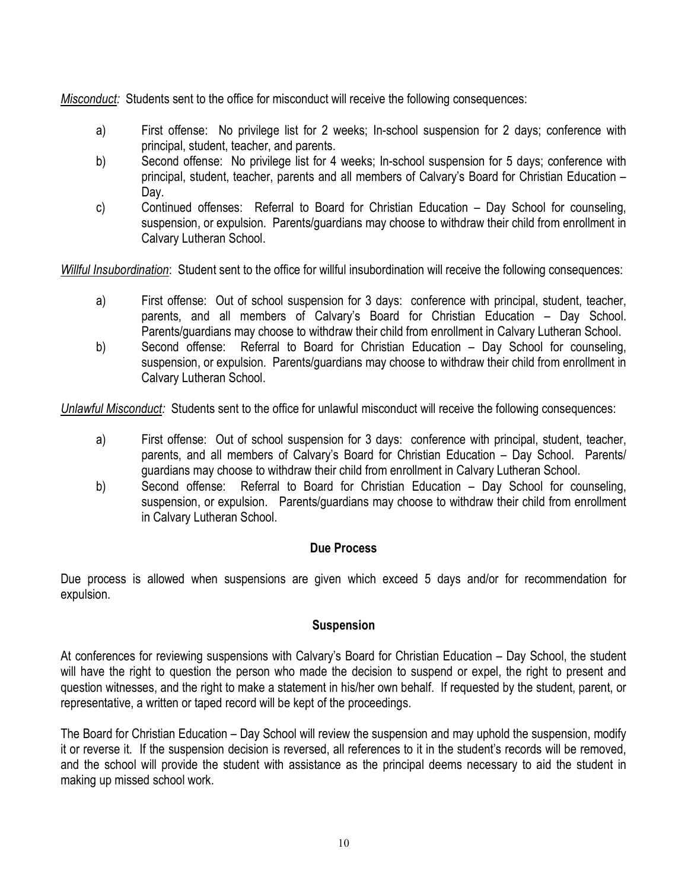*Misconduct:* Students sent to the office for misconduct will receive the following consequences:

a) First offense: No privilege list for 2 weeks; In-school suspension for 2 days; conference with principal, student, teacher, and parents.

b) Second offense: No privilege list for 4 weeks; In-school suspension for 5 days; conference with principal, student, teacher, parents and all members of Calvary's Board for Christian Education – Day.

c) Continued offenses: Referral to Board for Christian Education – Day School for counseling, suspension, or expulsion. Parents/guardians may choose to withdraw their child from enrollment in Calvary Lutheran School.

*Willful Insubordination*: Student sent to the office for willful insubordination will receive the following consequences:

a) First offense: Out of school suspension for 3 days: conference with principal, student, teacher, parents, and all members of Calvary's Board for Christian Education – Day School. Parents/guardians may choose to withdraw their child from enrollment in Calvary Lutheran School.

b) Second offense: Referral to Board for Christian Education – Day School for counseling, suspension, or expulsion. Parents/guardians may choose to withdraw their child from enrollment in Calvary Lutheran School.

*Unlawful Misconduct:* Students sent to the office for unlawful misconduct will receive the following consequences:

a) First offense: Out of school suspension for 3 days: conference with principal, student, teacher, parents, and all members of Calvary's Board for Christian Education – Day School. Parents/ guardians may choose to withdraw their child from enrollment in Calvary Lutheran School.

b) Second offense: Referral to Board for Christian Education – Day School for counseling, suspension, or expulsion. Parents/guardians may choose to withdraw their child from enrollment in Calvary Lutheran School.

## Due Process

Due process is allowed when suspensions are given which exceed 5 days and/or for recommendation for expulsion.

## Suspension

At conferences for reviewing suspensions with Calvary's Board for Christian Education – Day School, the student will have the right to question the person who made the decision to suspend or expel, the right to present and question witnesses, and the right to make a statement in his/her own behalf. If requested by the student, parent, or representative, a written or taped record will be kept of the proceedings.

The Board for Christian Education – Day School will review the suspension and may uphold the suspension, modify it or reverse it. If the suspension decision is reversed, all references to it in the student's records will be removed, and the school will provide the student with assistance as the principal deems necessary to aid the student in making up missed school work.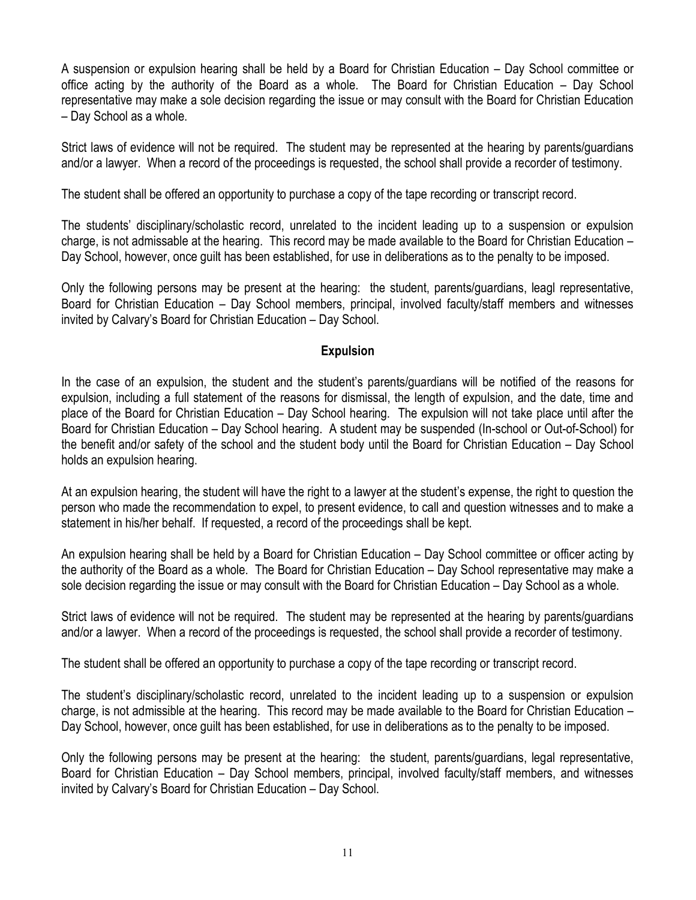A suspension or expulsion hearing shall be held by a Board for Christian Education – Day School committee or office acting by the authority of the Board as a whole. The Board for Christian Education – Day School representative may make a sole decision regarding the issue or may consult with the Board for Christian Education – Day School as a whole.

Strict laws of evidence will not be required. The student may be represented at the hearing by parents/guardians and/or a lawyer. When a record of the proceedings is requested, the school shall provide a recorder of testimony.

The student shall be offered an opportunity to purchase a copy of the tape recording or transcript record.

The students' disciplinary/scholastic record, unrelated to the incident leading up to a suspension or expulsion charge, is not admissable at the hearing. This record may be made available to the Board for Christian Education – Day School, however, once guilt has been established, for use in deliberations as to the penalty to be imposed.

Only the following persons may be present at the hearing: the student, parents/guardians, leagl representative, Board for Christian Education – Day School members, principal, involved faculty/staff members and witnesses invited by Calvary's Board for Christian Education – Day School.

## Expulsion

In the case of an expulsion, the student and the student's parents/guardians will be notified of the reasons for expulsion, including a full statement of the reasons for dismissal, the length of expulsion, and the date, time and place of the Board for Christian Education – Day School hearing. The expulsion will not take place until after the Board for Christian Education – Day School hearing. A student may be suspended (In-school or Out-of-School) for the benefit and/or safety of the school and the student body until the Board for Christian Education – Day School holds an expulsion hearing.

At an expulsion hearing, the student will have the right to a lawyer at the student's expense, the right to question the person who made the recommendation to expel, to present evidence, to call and question witnesses and to make a statement in his/her behalf. If requested, a record of the proceedings shall be kept.

An expulsion hearing shall be held by a Board for Christian Education – Day School committee or officer acting by the authority of the Board as a whole. The Board for Christian Education – Day School representative may make a sole decision regarding the issue or may consult with the Board for Christian Education – Day School as a whole.

Strict laws of evidence will not be required. The student may be represented at the hearing by parents/guardians and/or a lawyer. When a record of the proceedings is requested, the school shall provide a recorder of testimony.

The student shall be offered an opportunity to purchase a copy of the tape recording or transcript record.

The student's disciplinary/scholastic record, unrelated to the incident leading up to a suspension or expulsion charge, is not admissible at the hearing. This record may be made available to the Board for Christian Education – Day School, however, once guilt has been established, for use in deliberations as to the penalty to be imposed.

Only the following persons may be present at the hearing: the student, parents/guardians, legal representative, Board for Christian Education – Day School members, principal, involved faculty/staff members, and witnesses invited by Calvary's Board for Christian Education – Day School.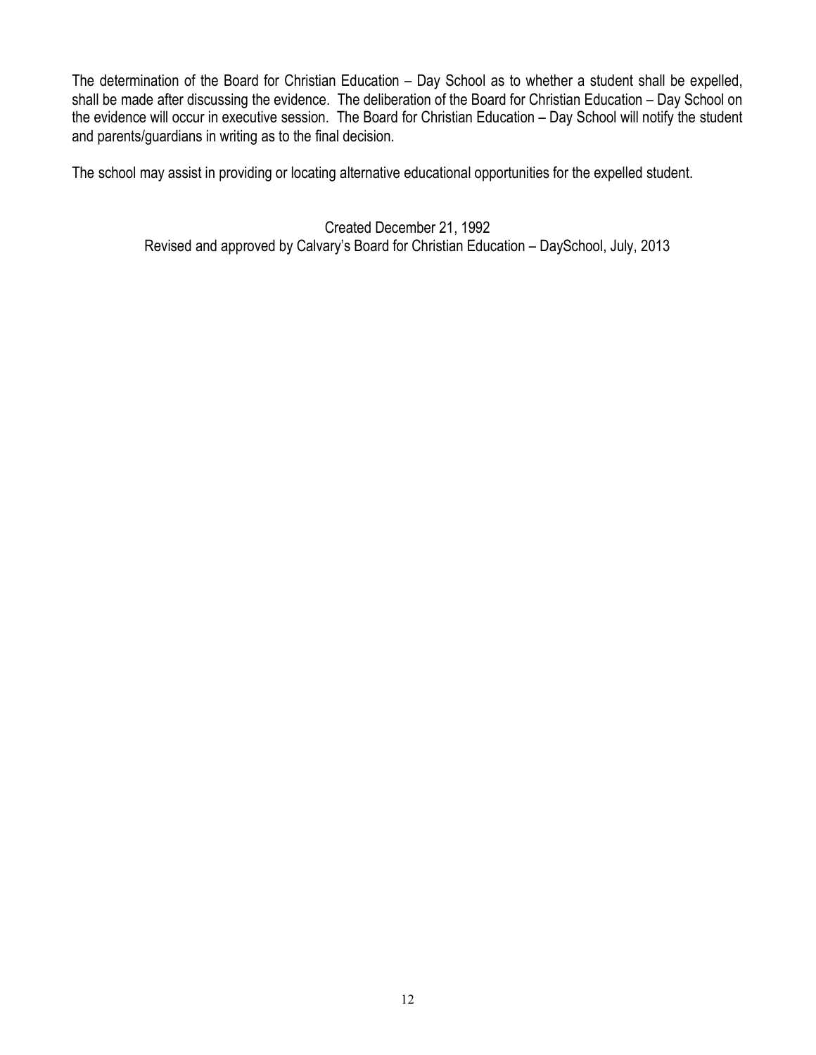The determination of the Board for Christian Education – Day School as to whether a student shall be expelled, shall be made after discussing the evidence. The deliberation of the Board for Christian Education – Day School on the evidence will occur in executive session. The Board for Christian Education – Day School will notify the student and parents/guardians in writing as to the final decision.

The school may assist in providing or locating alternative educational opportunities for the expelled student.

Created December 21, 1992
Revised and approved by Calvary's Board for Christian Education – DaySchool, July, 2013